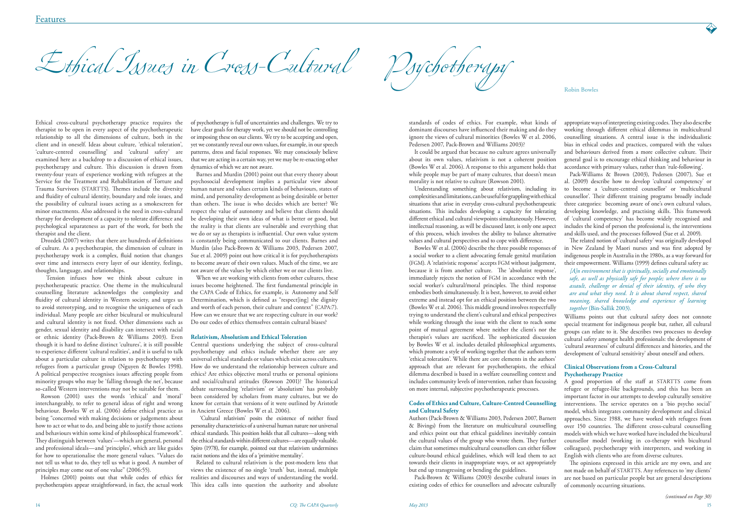# Ethical Issues in Cross-Cultural Psychotherapy

Robin Bowles

Ethical cross-cultural psychotherapy practice requires the therapist to be open in every aspect of the psychotherapeutic relationship to all the dimensions of culture, both in the client and in oneself. Ideas about culture, 'ethical toleration', 'culture-centred counselling' and 'cultural safety' are examined here as a backdrop to a discussion of ethical issues, psychotherapy and culture. This discussion is drawn from twenty-four years of experience working with refugees at the Service for the Treatment and Rehabilitation of Torture and Trauma Survivors (STARTTS). Themes include the diversity and fluidity of cultural identity, boundary and role issues, and the possibility of cultural issues acting as a smokescreen for minor enactments. Also addressed is the need in cross-cultural therapy for development of a capacity to tolerate difference and psychological separateness as part of the work, for both the therapist and the client.

Drozdek (2007) writes that there are hundreds of definitions of culture. As a psychotherapist, the dimension of culture in psychotherapy work is a complex, fluid notion that changes over time and intersects every layer of our identity, feelings, thoughts, language, and relationships.

Tension infuses how we think about culture in psychotherapeutic practice. One theme in the multicultural counselling literature acknowledges the complexity and fluidity of cultural identity in Western society, and urges us to avoid stereotyping, and to recognise the uniqueness of each individual. Many people are either bicultural or multicultural and cultural identity is not fixed. Other dimensions such as gender, sexual identity and disability can intersect with racial or ethnic identity (Pack-Brown & Williams 2003). Even though it is hard to define distinct 'cultures', it is still possible to experience different 'cultural realities', and it is useful to talk about a particular culture in relation to psychotherapy with refugees from a particular group (Nguyen & Bowles 1998). A political perspective recognises issues affecting people from minority groups who may be 'falling through the net', because so-called Western interventions may not be suitable for them.

Rowson (2001) uses the words 'ethical' and 'moral' interchangeably, to refer to general ideas of right and wrong behaviour. Bowles W et al. (2006) define ethical practice as being "concerned with making decisions or judgements about how to act or what to do, and being able to justify those actions and behaviours within some kind of philosophical framework". They distinguish between 'values'—which are general, personal and professional ideals—and 'principles', which are like guides for how to operationalise the more general values. "Values do not tell us what to do, they tell us what is good. A number of principles may come out of one value" (2006:55).

Holmes (2001) points out that while codes of ethics for psychotherapists appear straightforward, in fact, the actual work of psychotherapy is full of uncertainties and challenges. We try to have clear goals for therapy work, yet we should not be controlling or imposing these on our clients. We try to be accepting and open, yet we constantly reveal our own values, for example, in our speech patterns, dress and facial responses. We may consciously believe that we are acting in a certain way, yet we may be re-enacting other dynamics of which we are not aware.

Barnes and Murdin (2001) point out that every theory about psychosocial development implies a particular view about human nature and values certain kinds of behaviours, states of mind, and personality development as being desirable or better than others. The issue is who decides which are better? We respect the value of autonomy and believe that clients should be developing their own ideas of what is better or good, but the reality is that clients are vulnerable and everything that we do or say as therapists is influential. Our own value system is constantly being communicated to our clients. Barnes and Murdin (also Pack-Brown & Williams 2003, Pedersen 2007, Sue et al. 2009) point out how critical it is for psychotherapists to become aware of their own values. Much of the time, we are not aware of the values by which either we or our clients live.

When we are working with clients from other cultures, these issues become heightened. The first fundamental principle in the CAPA Code of Ethics, for example, is Autonomy and Self Determination, which is defined as "respect[ing] the dignity and worth of each person, their culture and context" (CAPA:7). How can we ensure that we are respecting culture in our work? Do our codes of ethics themselves contain cultural biases?

### Relativism, Absolutism and Ethical Toleration

Central questions underlying the subject of cross-cultural psychotherapy and ethics include whether there are any universal ethical standards or values which exist across cultures. How do we understand the relationship between culture and ethics? Are ethics objective moral truths or personal opinions and social/cultural attitudes (Rowson 2001)? The historical debate surrounding 'relativism' or 'absolutism' has probably been considered by scholars from many cultures, but we do know for certain that versions of it were outlined by Aristotle in Ancient Greece (Bowles W et al. 2006).

'Cultural relativism' posits the existence of neither fixed personality characteristics of a universal human nature nor universal ethical standards. This position holds that all cultures—along with the ethical standards within different cultures—are equally valuable. Spiro (1978), for example, pointed out that relativism undermines racist notions and the idea of a 'primitive mentality'.

Related to cultural relativism is the post-modern lens that views the existence of no single 'truth' but, instead, multiple realities and discourses and ways of understanding the world. This idea calls into question the authority and absolute standards of codes of ethics. For example, what kinds of dominant discourses have influenced their making and do they ignore the views of cultural minorities (Bowles W et al. 2006, Pedersen 2007, Pack-Brown and Williams 2003)?

It could be argued that because no culture agrees universally about its own values, relativism is not a coherent position (Bowles W et al. 2006). A response to this argument holds that while people may be part of many cultures, that doesn't mean morality is not relative to culture (Rowson 2001).

Understanding something about relativism, including its complexities and limitations, can be useful for grappling with ethical situations that arise in everyday cross-cultural psychotherapeutic situations. This includes developing a capacity for tolerating different ethical and cultural viewpoints simultaneously. However, intellectual reasoning, as will be discussed later, is only one aspect of this process, which involves the ability to balance alternative values and cultural perspectives and to cope with difference.

Bowles W et al. (2006) describe the three possible responses of a social worker to a client advocating female genital mutilation (FGM). A 'relativistic response' accepts FGM without judgement, because it is from another culture. The 'absolutist response', immediately rejects the notion of FGM in accordance with the social worker's cultural/moral principles. The third response embodies both simultaneously. It is best, however, to avoid either extreme and instead opt for an ethical position between the two (Bowles W et al. 2006). This middle ground involves respectfully trying to understand the client's cultural and ethical perspectives while working through the issue with the client to reach some point of mutual agreement where neither the client's nor the therapist's values are sacrificed. The sophisticated discussion by Bowles W et al. includes detailed philosophical arguments, which promote a style of working together that the authors term 'ethical toleration'. While there are core elements in the authors' approach that are relevant for psychotherapists, the ethical dilemma described is based in a welfare counselling context and includes community levels of intervention, rather than focussing on more internal, subjective psychotherapeutic processes.

### Codes of Ethics and Culture, Culture-Centred Counselling and Cultural Safety

Authors (Pack-Brown & Williams 2003, Pedersen 2007, Barnett & Bivings) from the literature on multicultural counselling and ethics point out that ethical guidelines inevitably contain the cultural values of the group who wrote them. They further claim that sometimes multicultural counsellors can either follow culture-bound ethical guidelines, which will lead them to act towards their clients in inappropriate ways, or act appropriately but end up transgressing or bending the guidelines.

Pack-Brown & Williams (2003) describe cultural issues in existing codes of ethics for counsellors and advocate culturally appropriate ways of interpreting existing codes. They also describe working through different ethical dilemmas in multicultural counselling situations. A central issue is the individualistic bias in ethical codes and practices, compared with the values and behaviours derived from a more collective culture. Their general goal is to encourage ethical thinking and behaviour in accordance with primary values, rather than 'rule-following'.

Pack-Williams & Brown (2003), Pedersen (2007), Sue et al. (2009) describe how to develop 'cultural competency' or to become a 'culture-centred counsellor' or 'multicultural counsellor'. Their different training programs broadly include three categories: becoming aware of one's own cultural values, developing knowledge, and practising skills. This framework of 'cultural competency' has become widely recognised and includes the kind of person the professional is, the interventions and skills used, and the processes followed (Sue et al. 2009).

The related notion of 'cultural safety' was originally developed in New Zealand by Maori nurses and was first adopted by indigenous people in Australia in the 1980s, as a way forward for their empowerment. Williams (1999) defines cultural safety as:

> *[A]n environment that is spiritually, socially and emotionally safe, as well as physically safe for people; where there is no assault, challenge or denial of their identity, of who they are and what they need. It is about shared respect, shared meaning, shared knowledge and experience of learning together* (Bin-Sallik 2003).

Williams points out that cultural safety does not connote special treatment for indigenous people but, rather, all cultural groups can relate to it. She describes two processes to develop cultural safety amongst health professionals: the development of 'cultural awareness' of cultural differences and histories, and the development of 'cultural sensitivity' about oneself and others.

### Clinical Observations from a Cross-Cultural Psychotherapy Practice

A good proportion of the staff at STARTTS come from refugee or refugee-like backgrounds, and this has been an important factor in our attempts to develop culturally sensitive interventions. The service operates on a 'bio psycho social' model, which integrates community development and clinical approaches. Since 1988, we have worked with refugees from over 150 countries. The different cross-cultural counselling models with which we have worked have included the bicultural counsellor model (working in co-therapy with bicultural colleagues), psychotherapy with interpreters, and working in English with clients who are from diverse cultures.

The opinions expressed in this article are my own, and are not made on behalf of STARTTS. Any references to 'my clients' are not based on particular people but are general descriptions of commonly occurring situations.

*(continued on Page 30)*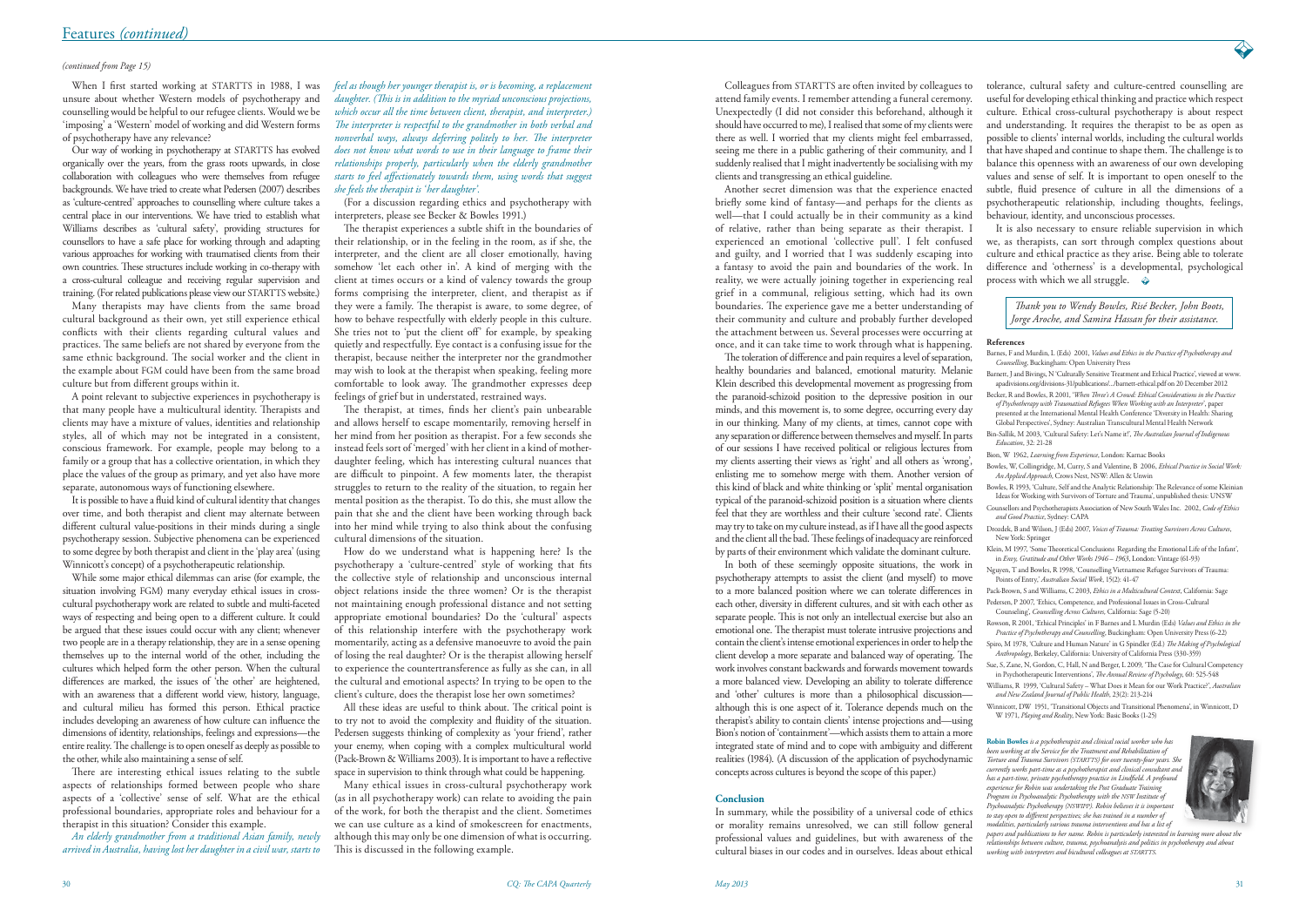*(continued from Page 15)*

When I first started working at STARTTS in 1988, I was unsure about whether Western models of psychotherapy and counselling would be helpful to our refugee clients. Would we be 'imposing' a 'Western' model of working and did Western forms of psychotherapy have any relevance?

Our way of working in psychotherapy at STARTTS has evolved organically over the years, from the grass roots upwards, in close collaboration with colleagues who were themselves from refugee backgrounds. We have tried to create what Pedersen (2007) describes as 'culture-centred' approaches to counselling where culture takes a central place in our interventions. We have tried to establish what Williams describes as 'cultural safety', providing structures for counsellors to have a safe place for working through and adapting various approaches for working with traumatised clients from their own countries. These structures include working in co-therapy with a cross-cultural colleague and receiving regular supervision and training. (For related publications please view our STARTTS website.)

Many therapists may have clients from the same broad cultural background as their own, yet still experience ethical conflicts with their clients regarding cultural values and practices. The same beliefs are not shared by everyone from the same ethnic background. The social worker and the client in the example about FGM could have been from the same broad culture but from different groups within it.

A point relevant to subjective experiences in psychotherapy is that many people have a multicultural identity. Therapists and clients may have a mixture of values, identities and relationship styles, all of which may not be integrated in a consistent, conscious framework. For example, people may belong to a family or a group that has a collective orientation, in which they place the values of the group as primary, and yet also have more separate, autonomous ways of functioning elsewhere.

It is possible to have a fluid kind of cultural identity that changes over time, and both therapist and client may alternate between different cultural value-positions in their minds during a single psychotherapy session. Subjective phenomena can be experienced to some degree by both therapist and client in the 'play area' (using Winnicott's concept) of a psychotherapeutic relationship.

While some major ethical dilemmas can arise (for example, the situation involving FGM) many everyday ethical issues in cross-cultural psychotherapy work are related to subtle and multi-faceted ways of respecting and being open to a different culture. It could be argued that these issues could occur with any client; whenever two people are in a therapy relationship, they are in a sense opening themselves up to the internal world of the other, including the cultures which helped form the other person. When the cultural differences are marked, the issues of 'the other' are heightened, with an awareness that a different world view, history, language, and cultural milieu has formed this person. Ethical practice includes developing an awareness of how culture can influence the dimensions of identity, relationships, feelings and expressions—the entire reality. The challenge is to open oneself as deeply as possible to the other, while also maintaining a sense of self.

There are interesting ethical issues relating to the subtle aspects of relationships formed between people who share aspects of a 'collective' sense of self. What are the ethical professional boundaries, appropriate roles and behaviour for a therapist in this situation? Consider this example.

*An elderly grandmother from a traditional Asian family, newly arrived in Australia, having lost her daughter in a civil war, starts to feel as though her younger therapist is, or is becoming, a replacement daughter. (This is in addition to the myriad unconscious projections, which occur all the time between client, therapist, and interpreter.) The interpreter is respectful to the grandmother in both verbal and nonverbal ways, always deferring politely to her. The interpreter does not know what words to use in their language to frame their relationships properly, particularly when the elderly grandmother starts to feel affectionately towards them, using words that suggest she feels the therapist is 'her daughter'.*

(For a discussion regarding ethics and psychotherapy with interpreters, please see Becker & Bowles 1991.)

The therapist experiences a subtle shift in the boundaries of their relationship, or in the feeling in the room, as if she, the interpreter, and the client are all closer emotionally, having somehow 'let each other in'. A kind of merging with the client at times occurs or a kind of valency towards the group forms comprising the interpreter, client, and therapist as if they were a family. The therapist is aware, to some degree, of how to behave respectfully with elderly people in this culture. She tries not to 'put the client off' for example, by speaking quietly and respectfully. Eye contact is a confusing issue for the therapist, because neither the interpreter nor the grandmother may wish to look at the therapist when speaking, feeling more comfortable to look away. The grandmother expresses deep feelings of grief but in understated, restrained ways.

The therapist, at times, finds her client's pain unbearable and allows herself to escape momentarily, removing herself in her mind from her position as therapist. For a few seconds she instead feels sort of 'merged' with her client in a kind of mother-daughter feeling, which has interesting cultural nuances that are difficult to pinpoint. A few moments later, the therapist struggles to return to the reality of the situation, to regain her mental position as the therapist. To do this, she must allow the pain that she and the client have been working through back into her mind while trying to also think about the confusing cultural dimensions of the situation.

How do we understand what is happening here? Is the psychotherapy a 'culture-centred' style of working that fits the collective style of relationship and unconscious internal object relations inside the three women? Or is the therapist not maintaining enough professional distance and not setting appropriate emotional boundaries? Do the 'cultural' aspects of this relationship interfere with the psychotherapy work momentarily, acting as a defensive manoeuvre to avoid the pain of losing the real daughter? Or is the therapist allowing herself to experience the countertransference as fully as she can, in all the cultural and emotional aspects? In trying to be open to the client's culture, does the therapist lose her own sometimes?

All these ideas are useful to think about. The critical point is to try not to avoid the complexity and fluidity of the situation. Pedersen suggests thinking of complexity as 'your friend', rather than your enemy, when coping with a complex multicultural world (Pack-Brown & Williams 2003). It is important to have a reflective space in supervision to think through what could be happening.

Many ethical issues in cross-cultural psychotherapy work (as in all psychotherapy work) can relate to avoiding the pain of the work, for both the therapist and the client. Sometimes we can use culture as a kind of smokescreen for enactments, although this may only be one dimension of what is occurring. This is discussed in the following example.

Colleagues from STARTTS are often invited by colleagues to attend family events. I remember attending a funeral ceremony. Unexpectedly (I did not consider this beforehand, although it should have occurred to me), I realised that some of my clients were there as well. I worried that my clients might feel embarrassed, seeing me there in a public gathering of their community, and I suddenly realised that I might inadvertently be socialising with my clients and transgressing an ethical guideline.

Another secret dimension was that the experience enacted briefly some kind of fantasy—and perhaps for the clients as well—that I could actually be in their community as a kind of relative, rather than being separate as their therapist. I experienced an emotional 'collective pull'. I felt confused and guilty, and I worried that I was suddenly escaping into a fantasy to avoid the pain and boundaries of the work. In reality, we were actually joining together in experiencing real grief in a communal, religious setting, which had its own boundaries. The experience gave me a better understanding of their community and culture and probably further developed the attachment between us. Several processes were occurring at once, and it can take time to work through what is happening.

The toleration of difference and pain requires a level of separation, healthy boundaries and balanced, emotional maturity. Melanie Klein described this developmental movement as progressing from the paranoid-schizoid position to the depressive position in our minds, and this movement is, to some degree, occurring every day in our thinking. Many of my clients, at times, cannot cope with any separation or difference between themselves and myself. In parts of our sessions I have received political or religious lectures from my clients asserting their views as 'right' and all others as 'wrong', enlisting me to somehow merge with them. Another version of this kind of black and white thinking or 'split' mental organisation typical of the paranoid-schizoid position is a situation where clients feel that they are worthless and their culture 'second rate'. Clients may try to take on my culture instead, as if I have all the good aspects and the client all the bad. These feelings of inadequacy are reinforced by parts of their environment which validate the dominant culture.

In both of these seemingly opposite situations, the work in psychotherapy attempts to assist the client (and myself) to move to a more balanced position where we can tolerate differences in each other, diversity in different cultures, and sit with each other as separate people. This is not only an intellectual exercise but also an emotional one. The therapist must tolerate intrusive projections and contain the client's intense emotional experiences in order to help the client develop a more separate and balanced way of operating. The work involves constant backwards and forwards movement towards a more balanced view. Developing an ability to tolerate difference and 'other' cultures is more than a philosophical discussion—although this is one aspect of it. Tolerance depends much on the therapist's ability to contain clients' intense projections and—using Bion's notion of 'containment'—which assists them to attain a more integrated state of mind and to cope with ambiguity and different realities (1984). (A discussion of the application of psychodynamic concepts across cultures is beyond the scope of this paper.)

## Conclusion

In summary, while the possibility of a universal code of ethics or morality remains unresolved, we can still follow general professional values and guidelines, but with awareness of the cultural biases in our codes and in ourselves. Ideas about ethical tolerance, cultural safety and culture-centred counselling are useful for developing ethical thinking and practice which respect culture. Ethical cross-cultural psychotherapy is about respect and understanding. It requires the therapist to be as open as possible to clients' internal worlds, including the cultural worlds that have shaped and continue to shape them. The challenge is to balance this openness with an awareness of our own developing values and sense of self. It is important to open oneself to the subtle, fluid presence of culture in all the dimensions of a psychotherapeutic relationship, including thoughts, feelings, behaviour, identity, and unconscious processes.

It is also necessary to ensure reliable supervision in which we, as therapists, can sort through complex questions about culture and ethical practice as they arise. Being able to tolerate difference and 'otherness' is a developmental, psychological process with which we all struggle.

*Thank you to Wendy Bowles, Risé Becker, John Boots, Jorge Aroche, and Samira Hassan for their assistance.*

### References

Barnes, F and Murdin, L (Eds) 2001, *Values and Ethics in the Practice of Psychotherapy and Counselling*, Buckingham: Open University Press

Barnett, J and Bivings, N 'Culturally Sensitive Treatment and Ethical Practice', viewed at www.apadivisions.org/divisions-31/publications/.../barnett-ethical.pdf on 20 December 2012

Becker, R and Bowles, R 2001, '*When Three's A Crowd: Ethical Considerations in the Practice of Psychotherapy with Traumatised Refugees When Working with an Interpreter*', paper presented at the International Mental Health Conference 'Diversity in Health: Sharing Global Perspectives', Sydney: Australian Transcultural Mental Health Network

Bin-Sallik, M 2003, 'Cultural Safety: Let's Name it!', *The Australian Journal of Indigenous Education*, 32: 21-28

Bion, W 1962, *Learning from Experience*, London: Karnac Books

Bowles, W, Collingridge, M, Curry, S and Valentine, B 2006, *Ethical Practice in Social Work: An Applied Approach*, Crows Nest, NSW: Allen & Unwin

Bowles, R 1993, 'Culture, Self and the Analytic Relationship: The Relevance of some Kleinian Ideas for Working with Survivors of Torture and Trauma', unpublished thesis: UNSW

Counsellors and Psychotherapists Association of New South Wales Inc. 2002, *Code of Ethics and Good Practice*, Sydney: CAPA

Drozdek, B and Wilson, J (Eds) 2007, *Voices of Trauma: Treating Survivors Across Cultures*, New York: Springer

Klein, M 1997, 'Some Theoretical Conclusions Regarding the Emotional Life of the Infant', in *Envy, Gratitude and Other Works 1946 – 1963*, London: Vintage (61-93)

Nguyen, T and Bowles, R 1998, 'Counselling Vietnamese Refugee Survivors of Trauma: Points of Entry,' *Australian Social Work*, 15(2): 41-47

Pack-Brown, S and Williams, C 2003, *Ethics in a Multicultural Context*, California: Sage

Pedersen, P 2007, 'Ethics, Competence, and Professional Issues in Cross-Cultural Counseling', *Counseling Across Cultures*, California: Sage (5-20)

Rowson, R 2001, 'Ethical Principles' in F Barnes and L Murdin (Eds) *Values and Ethics in the Practice of Psychotherapy and Counselling*, Buckingham: Open University Press (6-22)

Spiro, M 1978, 'Culture and Human Nature' in G Spindler (Ed.) *The Making of Psychological Anthropology*, Berkeley, California: University of California Press (330-359)

Sue, S, Zane, N, Gordon, C, Hall, N and Berger, L 2009, 'The Case for Cultural Competency in Psychotherapeutic Interventions', *The Annual Review of Psychology*, 60: 525-548

Williams, R 1999, 'Cultural Safety – What Does it Mean for our Work Practice?', *Australian and New Zealand Journal of Public Health*, 23(2): 213-214

Winnicott, DW 1951, 'Transitional Objects and Transitional Phenomena', in Winnicott, D W 1971, *Playing and Reality*, New York: Basic Books (1-25)

***Robin Bowles*** *is a psychotherapist and clinical social worker who has been working at the Service for the Treatment and Rehabilitation of Torture and Trauma Survivors (STARTTS) for over twenty-four years. She currently works part-time as a psychotherapist and clinical consultant and has a part-time, private psychotherapy practice in Lindfield. A profound experience for Robin was undertaking the Post Graduate Training Program in Psychoanalytic Psychotherapy with the NSW Institute of Psychoanalytic Psychotherapy (NSWIPP). Robin believes it is important to stay open to different perspectives; she has trained in a number of modalities, particularly various trauma interventions and has a list of papers and publications to her name. Robin is particularly interested in learning more about the relationships between culture, trauma, psychoanalysis and politics in psychotherapy and about working with interpreters and bicultural colleagues at STARTTS.*